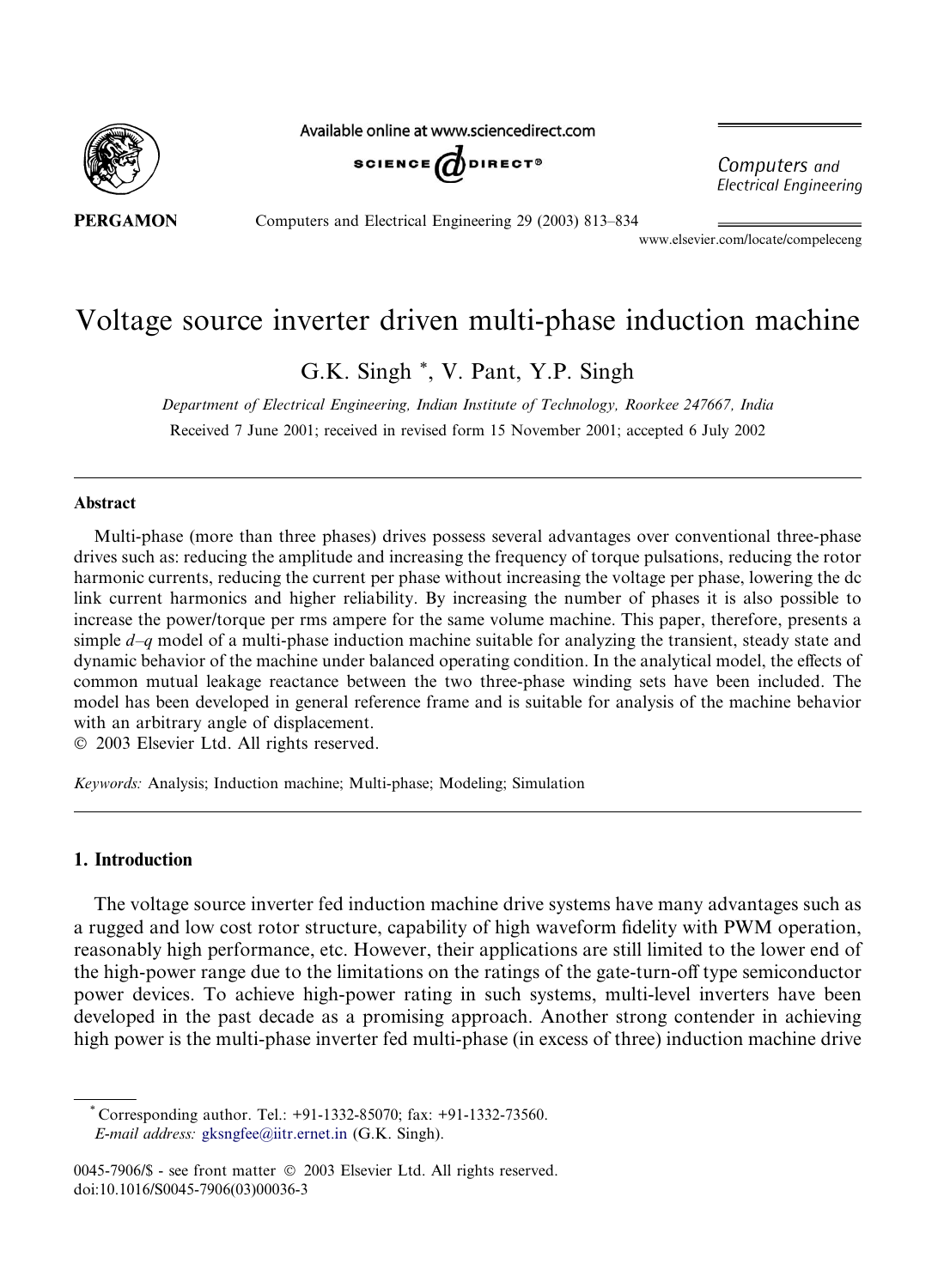# Voltage source inverter driven multi-phase induction machine

G.K. Singh *, V. Pant, Y.P. Singh

*Department of Electrical Engineering, Indian Institute of Technology, Roorkee 247667, India*

Received 7 June 2001; received in revised form 15 November 2001; accepted 6 July 2002

## Abstract

Multi-phase (more than three phases) drives possess several advantages over conventional three-phase drives such as: reducing the amplitude and increasing the frequency of torque pulsations, reducing the rotor harmonic currents, reducing the current per phase without increasing the voltage per phase, lowering the dc link current harmonics and higher reliability. By increasing the number of phases it is also possible to increase the power/torque per rms ampere for the same volume machine. This paper, therefore, presents a simple $d$–$q$ model of a multi-phase induction machine suitable for analyzing the transient, steady state and dynamic behavior of the machine under balanced operating condition. In the analytical model, the effects of common mutual leakage reactance between the two three-phase winding sets have been included. The model has been developed in general reference frame and is suitable for analysis of the machine behavior with an arbitrary angle of displacement.

© 2003 Elsevier Ltd. All rights reserved.

*Keywords:* Analysis; Induction machine; Multi-phase; Modeling; Simulation

## 1. Introduction

The voltage source inverter fed induction machine drive systems have many advantages such as a rugged and low cost rotor structure, capability of high waveform fidelity with PWM operation, reasonably high performance, etc. However, their applications are still limited to the lower end of the high-power range due to the limitations on the ratings of the gate-turn-off type semiconductor power devices. To achieve high-power rating in such systems, multi-level inverters have been developed in the past decade as a promising approach. Another strong contender in achieving high power is the multi-phase inverter fed multi-phase (in excess of three) induction machine drive

* Corresponding author. Tel.: +91-1332-85070; fax: +91-1332-73560.
*E-mail address:* gksngfee@iitr.ernet.in (G.K. Singh).

0045-7906/$ - see front matter © 2003 Elsevier Ltd. All rights reserved.
doi:10.1016/S0045-7906(03)00036-3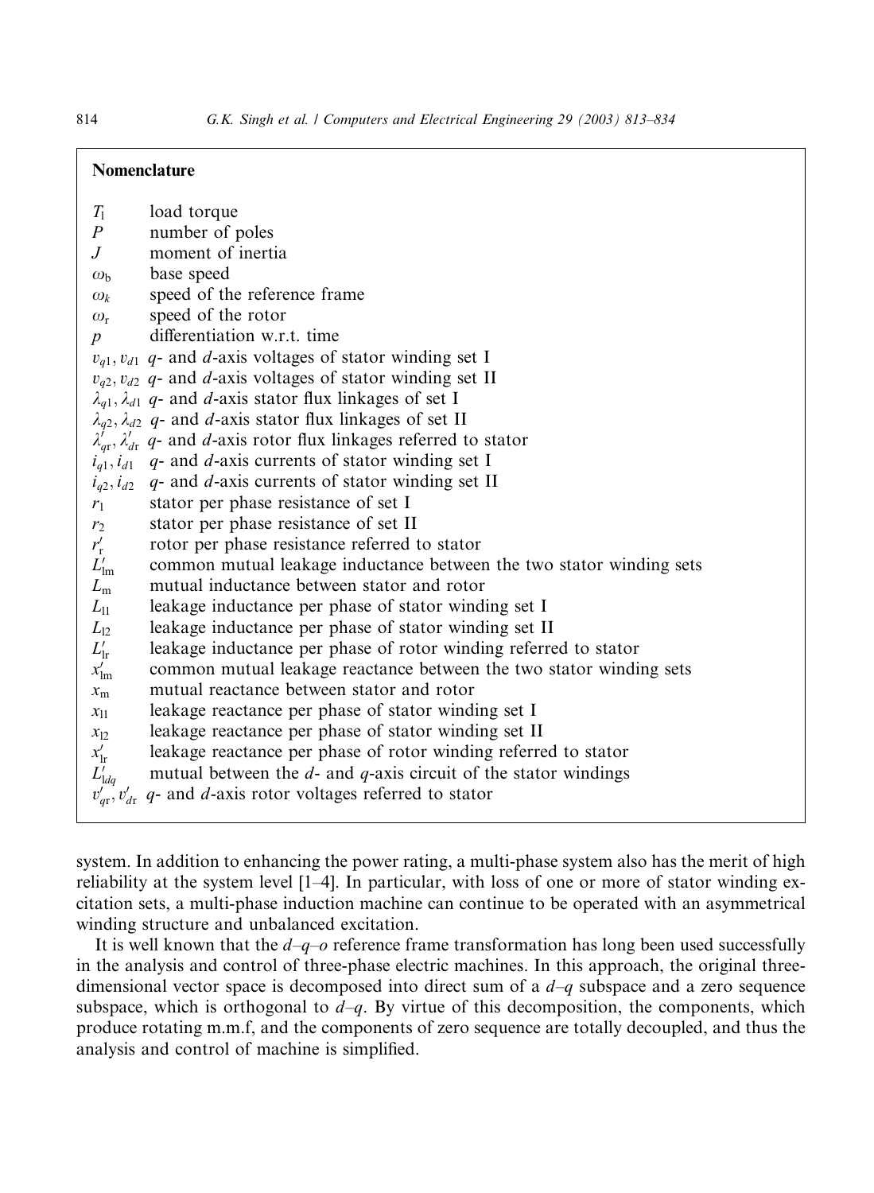## Nomenclature

| | |
|---|---|
| $T_l$ | load torque |
| $P$ | number of poles |
| $J$ | moment of inertia |
| $\omega_b$ | base speed |
| $\omega_k$ | speed of the reference frame |
| $\omega_r$ | speed of the rotor |
| $p$ | differentiation w.r.t. time |
| $v_{q1}, v_{d1}$ | $q$- and $d$-axis voltages of stator winding set I |
| $v_{q2}, v_{d2}$ | $q$- and $d$-axis voltages of stator winding set II |
| $\lambda_{q1}, \lambda_{d1}$ | $q$- and $d$-axis stator flux linkages of set I |
| $\lambda_{q2}, \lambda_{d2}$ | $q$- and $d$-axis stator flux linkages of set II |
| $\lambda'_{qr}, \lambda'_{dr}$ | $q$- and $d$-axis rotor flux linkages referred to stator |
| $i_{q1}, i_{d1}$ | $q$- and $d$-axis currents of stator winding set I |
| $i_{q2}, i_{d2}$ | $q$- and $d$-axis currents of stator winding set II |
| $r_1$ | stator per phase resistance of set I |
| $r_2$ | stator per phase resistance of set II |
| $r'_r$ | rotor per phase resistance referred to stator |
| $L'_{lm}$ | common mutual leakage inductance between the two stator winding sets |
| $L_m$ | mutual inductance between stator and rotor |
| $L_{l1}$ | leakage inductance per phase of stator winding set I |
| $L_{l2}$ | leakage inductance per phase of stator winding set II |
| $L'_{lr}$ | leakage inductance per phase of rotor winding referred to stator |
| $x'_{lm}$ | common mutual leakage reactance between the two stator winding sets |
| $x_m$ | mutual reactance between stator and rotor |
| $x_{l1}$ | leakage reactance per phase of stator winding set I |
| $x_{l2}$ | leakage reactance per phase of stator winding set II |
| $x'_{lr}$ | leakage reactance per phase of rotor winding referred to stator |
| $L'_{ldq}$ | mutual between the $d$- and $q$-axis circuit of the stator windings |
| $v'_{qr}, v'_{dr}$ | $q$- and $d$-axis rotor voltages referred to stator |

system. In addition to enhancing the power rating, a multi-phase system also has the merit of high reliability at the system level [1–4]. In particular, with loss of one or more of stator winding excitation sets, a multi-phase induction machine can continue to be operated with an asymmetrical winding structure and unbalanced excitation.

It is well known that the $d$–$q$–$o$ reference frame transformation has long been used successfully in the analysis and control of three-phase electric machines. In this approach, the original three-dimensional vector space is decomposed into direct sum of a $d$–$q$ subspace and a zero sequence subspace, which is orthogonal to $d$–$q$. By virtue of this decomposition, the components, which produce rotating m.m.f, and the components of zero sequence are totally decoupled, and thus the analysis and control of machine is simplified.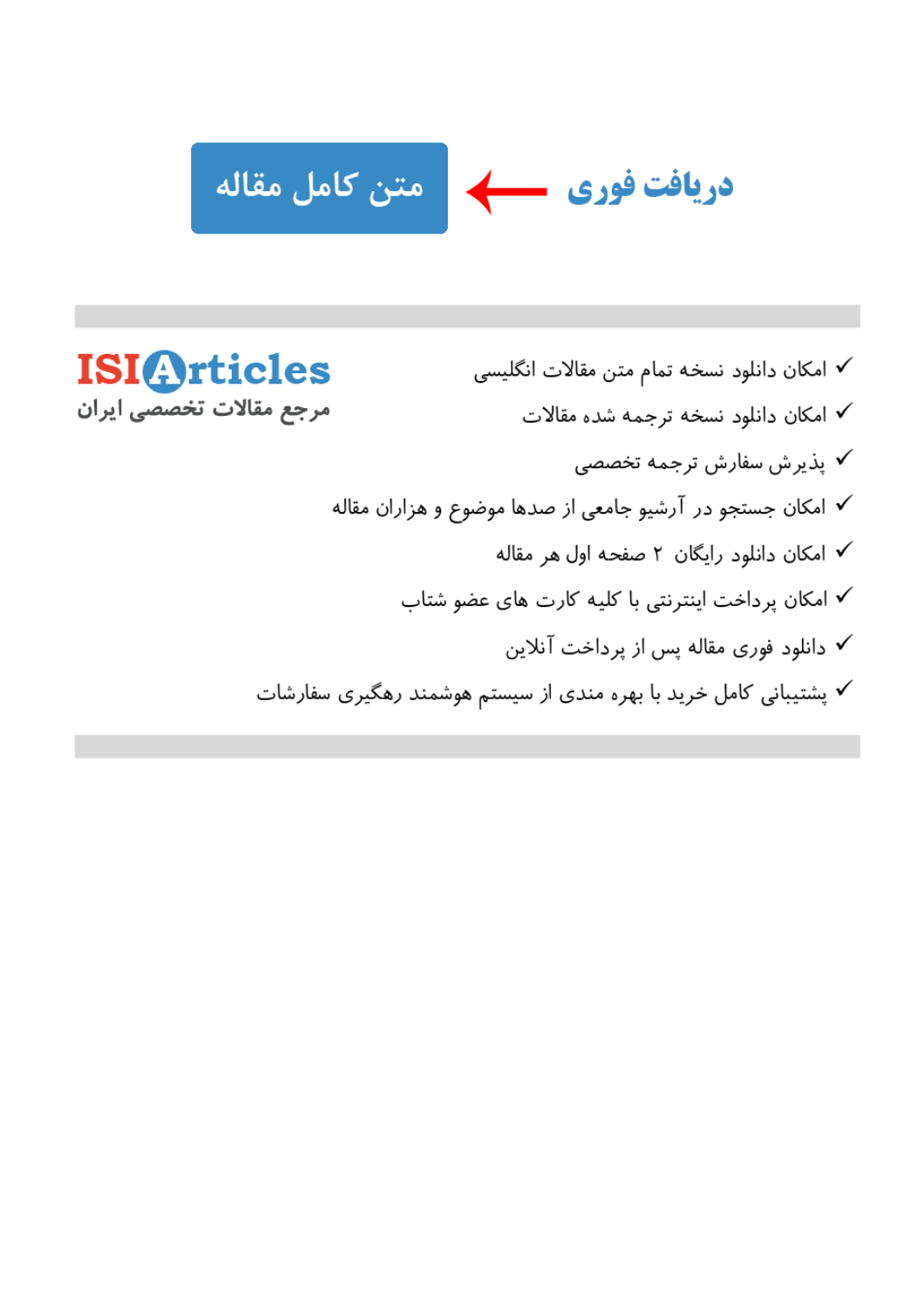دریافت فوری ← متن کامل مقاله

**ISIArticles**
مرجع مقالات تخصصی ایران

- ✓ امکان دانلود نسخه تمام متن مقالات انگلیسی
- ✓ امکان دانلود نسخه ترجمه شده مقالات
- ✓ پذیرش سفارش ترجمه تخصصی
- ✓ امکان جستجو در آرشیو جامعی از صدها موضوع و هزاران مقاله
- ✓ امکان دانلود رایگان ۲ صفحه اول هر مقاله
- ✓ امکان پرداخت اینترنتی با کلیه کارت های عضو شتاب
- ✓ دانلود فوری مقاله پس از پرداخت آنلاین
- ✓ پشتیبانی کامل خرید با بهره مندی از سیستم هوشمند رهگیری سفارشات